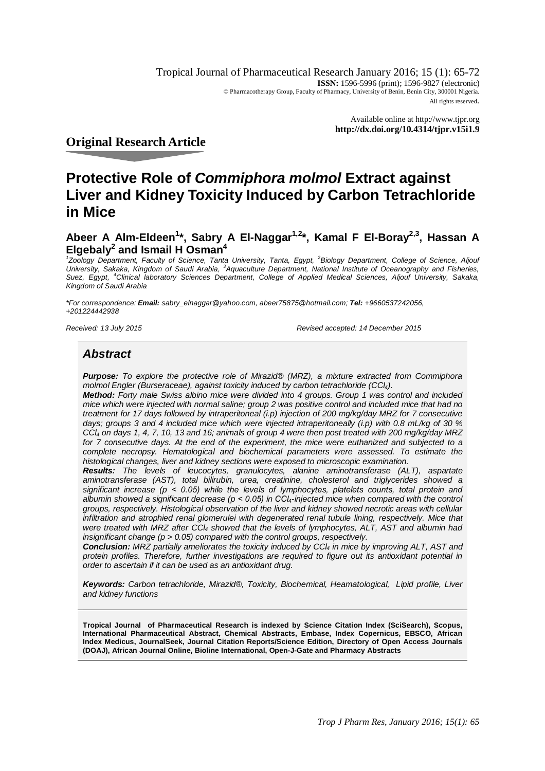Tropical Journal of Pharmaceutical Research January 2016; 15 (1): 65-72
**ISSN:** 1596-5996 (print); 1596-9827 (electronic)
© Pharmacotherapy Group, Faculty of Pharmacy, University of Benin, Benin City, 300001 Nigeria.
All rights reserved.

Available online at http://www.tjpr.org
**http://dx.doi.org/10.4314/tjpr.v15i1.9**

## Original Research Article

# Protective Role of *Commiphora molmol* Extract against Liver and Kidney Toxicity Induced by Carbon Tetrachloride in Mice

**Abeer A Alm-Eldeen[1]*, Sabry A El-Naggar[1,2]*, Kamal F El-Boray[2,3], Hassan A Elgebaly[2] and Ismail H Osman[4]**

*[1]Zoology Department, Faculty of Science, Tanta University, Tanta, Egypt, [2]Biology Department, College of Science, Aljouf University, Sakaka, Kingdom of Saudi Arabia, [3]Aquaculture Department, National Institute of Oceanography and Fisheries, Suez, Egypt, [4]Clinical laboratory Sciences Department, College of Applied Medical Sciences, Aljouf University, Sakaka, Kingdom of Saudi Arabia*

*\*For correspondence: **Email:** sabry_elnaggar@yahoo.com, abeer75875@hotmail.com; **Tel:** +9660537242056, +201224442938*

*Received: 13 July 2015* *Revised accepted: 14 December 2015*

## Abstract

***Purpose:*** *To explore the protective role of Mirazid® (MRZ), a mixture extracted from Commiphora molmol Engler (Burseraceae), against toxicity induced by carbon tetrachloride ($CCl_4$).*

***Method:*** *Forty male Swiss albino mice were divided into 4 groups. Group 1 was control and included mice which were injected with normal saline; group 2 was positive control and included mice that had no treatment for 17 days followed by intraperitoneal (i.p) injection of 200 mg/kg/day MRZ for 7 consecutive days; groups 3 and 4 included mice which were injected intraperitoneally (i.p) with 0.8 mL/kg of 30 % $CCl_4$ on days 1, 4, 7, 10, 13 and 16; animals of group 4 were then post treated with 200 mg/kg/day MRZ for 7 consecutive days. At the end of the experiment, the mice were euthanized and subjected to a complete necropsy. Hematological and biochemical parameters were assessed. To estimate the histological changes, liver and kidney sections were exposed to microscopic examination.*

***Results:*** *The levels of leucocytes, granulocytes, alanine aminotransferase (ALT), aspartate aminotransferase (AST), total bilirubin, urea, creatinine, cholesterol and triglycerides showed a significant increase ($p < 0.05$) while the levels of lymphocytes, platelets counts, total protein and albumin showed a significant decrease ($p < 0.05$) in $CCl_4$-injected mice when compared with the control groups, respectively. Histological observation of the liver and kidney showed necrotic areas with cellular infiltration and atrophied renal glomerulei with degenerated renal tubule lining, respectively. Mice that were treated with MRZ after $CCl_4$ showed that the levels of lymphocytes, ALT, AST and albumin had insignificant change ($p > 0.05$) compared with the control groups, respectively.*

***Conclusion:*** *MRZ partially ameliorates the toxicity induced by $CCl_4$ in mice by improving ALT, AST and protein profiles. Therefore, further investigations are required to figure out its antioxidant potential in order to ascertain if it can be used as an antioxidant drug.*

***Keywords:*** *Carbon tetrachloride, Mirazid®, Toxicity, Biochemical, Heamatological, Lipid profile, Liver and kidney functions*

**Tropical Journal of Pharmaceutical Research is indexed by Science Citation Index (SciSearch), Scopus, International Pharmaceutical Abstract, Chemical Abstracts, Embase, Index Copernicus, EBSCO, African Index Medicus, JournalSeek, Journal Citation Reports/Science Edition, Directory of Open Access Journals (DOAJ), African Journal Online, Bioline International, Open-J-Gate and Pharmacy Abstracts**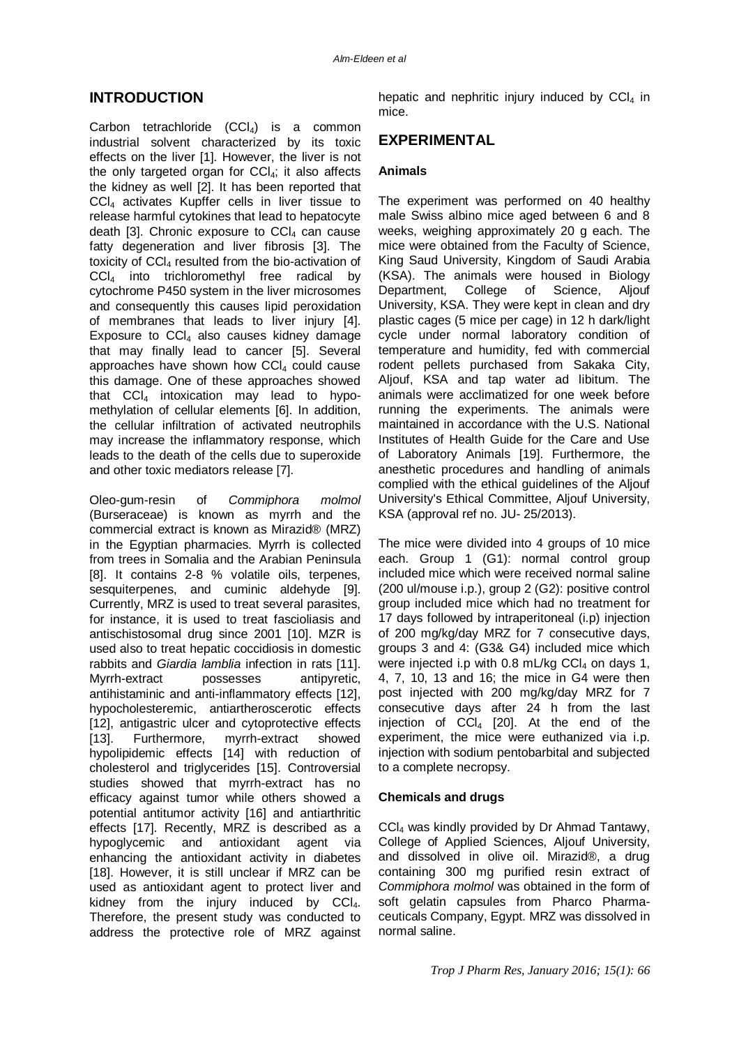## INTRODUCTION

Carbon tetrachloride ($CCl_4$) is a common industrial solvent characterized by its toxic effects on the liver [1]. However, the liver is not the only targeted organ for $CCl_4$; it also affects the kidney as well [2]. It has been reported that $CCl_4$ activates Kupffer cells in liver tissue to release harmful cytokines that lead to hepatocyte death [3]. Chronic exposure to $CCl_4$ can cause fatty degeneration and liver fibrosis [3]. The toxicity of $CCl_4$ resulted from the bio-activation of $CCl_4$ into trichloromethyl free radical by cytochrome P450 system in the liver microsomes and consequently this causes lipid peroxidation of membranes that leads to liver injury [4]. Exposure to $CCl_4$ also causes kidney damage that may finally lead to cancer [5]. Several approaches have shown how $CCl_4$ could cause this damage. One of these approaches showed that $CCl_4$ intoxication may lead to hypo-methylation of cellular elements [6]. In addition, the cellular infiltration of activated neutrophils may increase the inflammatory response, which leads to the death of the cells due to superoxide and other toxic mediators release [7].

Oleo-gum-resin of *Commiphora molmol* (Burseraceae) is known as myrrh and the commercial extract is known as Mirazid® (MRZ) in the Egyptian pharmacies. Myrrh is collected from trees in Somalia and the Arabian Peninsula [8]. It contains 2-8 % volatile oils, terpenes, sesquiterpenes, and cuminic aldehyde [9]. Currently, MRZ is used to treat several parasites, for instance, it is used to treat fascioliasis and antischistosomal drug since 2001 [10]. MZR is used also to treat hepatic coccidiosis in domestic rabbits and *Giardia lamblia* infection in rats [11]. Myrrh-extract possesses antipyretic, antihistaminic and anti-inflammatory effects [12], hypocholesteremic, antiartherosclerotic effects [12], antigastric ulcer and cytoprotective effects [13]. Furthermore, myrrh-extract showed hypolipidemic effects [14] with reduction of cholesterol and triglycerides [15]. Controversial studies showed that myrrh-extract has no efficacy against tumor while others showed a potential antitumor activity [16] and antiarthritic effects [17]. Recently, MRZ is described as a hypoglycemic and antioxidant agent via enhancing the antioxidant activity in diabetes [18]. However, it is still unclear if MRZ can be used as antioxidant agent to protect liver and kidney from the injury induced by $CCl_4$. Therefore, the present study was conducted to address the protective role of MRZ against hepatic and nephritic injury induced by $CCl_4$ in mice.

## EXPERIMENTAL

### Animals

The experiment was performed on 40 healthy male Swiss albino mice aged between 6 and 8 weeks, weighing approximately 20 g each. The mice were obtained from the Faculty of Science, King Saud University, Kingdom of Saudi Arabia (KSA). The animals were housed in Biology Department, College of Science, Aljouf University, KSA. They were kept in clean and dry plastic cages (5 mice per cage) in 12 h dark/light cycle under normal laboratory condition of temperature and humidity, fed with commercial rodent pellets purchased from Sakaka City, Aljouf, KSA and tap water ad libitum. The animals were acclimatized for one week before running the experiments. The animals were maintained in accordance with the U.S. National Institutes of Health Guide for the Care and Use of Laboratory Animals [19]. Furthermore, the anesthetic procedures and handling of animals complied with the ethical guidelines of the Aljouf University's Ethical Committee, Aljouf University, KSA (approval ref no. JU- 25/2013).

The mice were divided into 4 groups of 10 mice each. Group 1 (G1): normal control group included mice which were received normal saline (200 ul/mouse i.p.), group 2 (G2): positive control group included mice which had no treatment for 17 days followed by intraperitoneal (i.p) injection of 200 mg/kg/day MRZ for 7 consecutive days, groups 3 and 4: (G3& G4) included mice which were injected i.p with 0.8 mL/kg $CCl_4$ on days 1, 4, 7, 10, 13 and 16; the mice in G4 were then post injected with 200 mg/kg/day MRZ for 7 consecutive days after 24 h from the last injection of $CCl_4$ [20]. At the end of the experiment, the mice were euthanized via i.p. injection with sodium pentobarbital and subjected to a complete necropsy.

### Chemicals and drugs

$CCl_4$ was kindly provided by Dr Ahmad Tantawy, College of Applied Sciences, Aljouf University, and dissolved in olive oil. Mirazid®, a drug containing 300 mg purified resin extract of *Commiphora molmol* was obtained in the form of soft gelatin capsules from Pharco Pharmaceuticals Company, Egypt. MRZ was dissolved in normal saline.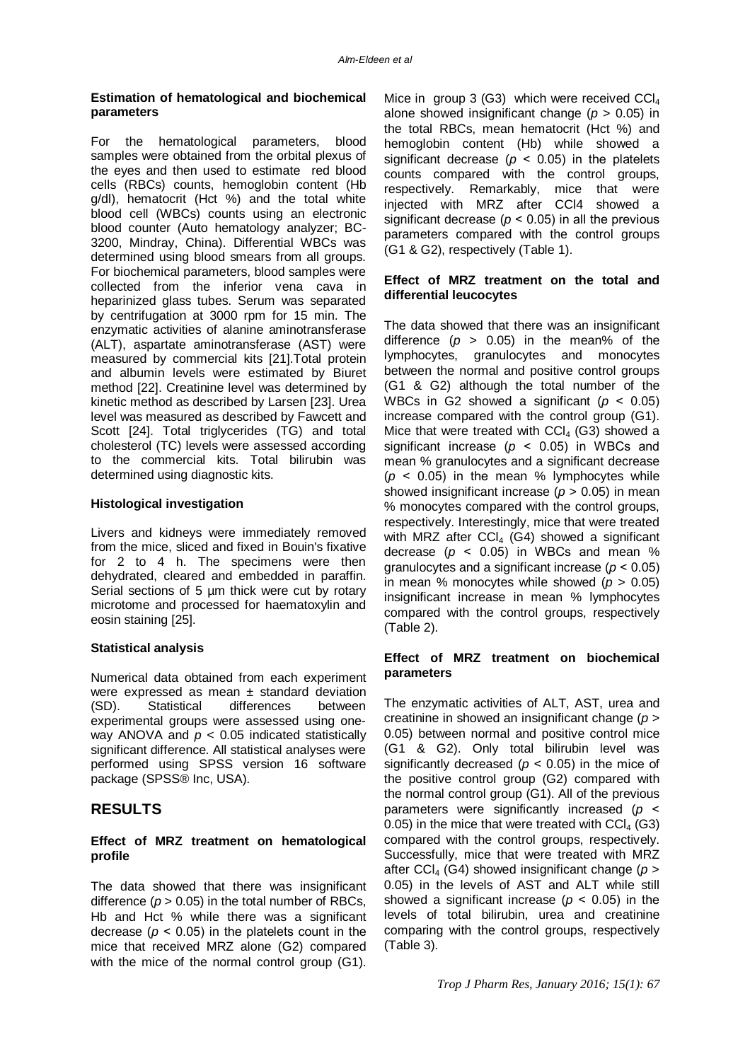#### Estimation of hematological and biochemical parameters

For the hematological parameters, blood samples were obtained from the orbital plexus of the eyes and then used to estimate red blood cells (RBCs) counts, hemoglobin content (Hb g/dl), hematocrit (Hct %) and the total white blood cell (WBCs) counts using an electronic blood counter (Auto hematology analyzer; BC-3200, Mindray, China). Differential WBCs was determined using blood smears from all groups. For biochemical parameters, blood samples were collected from the inferior vena cava in heparinized glass tubes. Serum was separated by centrifugation at 3000 rpm for 15 min. The enzymatic activities of alanine aminotransferase (ALT), aspartate aminotransferase (AST) were measured by commercial kits [21].Total protein and albumin levels were estimated by Biuret method [22]. Creatinine level was determined by kinetic method as described by Larsen [23]. Urea level was measured as described by Fawcett and Scott [24]. Total triglycerides (TG) and total cholesterol (TC) levels were assessed according to the commercial kits. Total bilirubin was determined using diagnostic kits.

#### Histological investigation

Livers and kidneys were immediately removed from the mice, sliced and fixed in Bouin's fixative for 2 to 4 h. The specimens were then dehydrated, cleared and embedded in paraffin. Serial sections of 5 µm thick were cut by rotary microtome and processed for haematoxylin and eosin staining [25].

#### Statistical analysis

Numerical data obtained from each experiment were expressed as mean ± standard deviation (SD). Statistical differences between experimental groups were assessed using one-way ANOVA and $p < 0.05$ indicated statistically significant difference. All statistical analyses were performed using SPSS version 16 software package (SPSS® Inc, USA).

## RESULTS

#### Effect of MRZ treatment on hematological profile

The data showed that there was insignificant difference ($p > 0.05$) in the total number of RBCs, Hb and Hct % while there was a significant decrease ($p < 0.05$) in the platelets count in the mice that received MRZ alone (G2) compared with the mice of the normal control group (G1). Mice in group 3 (G3) which were received $CCl_4$ alone showed insignificant change ($p > 0.05$) in the total RBCs, mean hematocrit (Hct %) and hemoglobin content (Hb) while showed a significant decrease ($p < 0.05$) in the platelets counts compared with the control groups, respectively. Remarkably, mice that were injected with MRZ after CCl4 showed a significant decrease ($p < 0.05$) in all the previous parameters compared with the control groups (G1 & G2), respectively (Table 1).

#### Effect of MRZ treatment on the total and differential leucocytes

The data showed that there was an insignificant difference ($p > 0.05$) in the mean% of the lymphocytes, granulocytes and monocytes between the normal and positive control groups (G1 & G2) although the total number of the WBCs in G2 showed a significant ($p < 0.05$) increase compared with the control group (G1). Mice that were treated with $CCl_4$ (G3) showed a significant increase ($p < 0.05$) in WBCs and mean % granulocytes and a significant decrease ($p < 0.05$) in the mean % lymphocytes while showed insignificant increase ($p > 0.05$) in mean % monocytes compared with the control groups, respectively. Interestingly, mice that were treated with MRZ after $CCl_4$ (G4) showed a significant decrease ($p < 0.05$) in WBCs and mean % granulocytes and a significant increase ($p < 0.05$) in mean % monocytes while showed ($p > 0.05$) insignificant increase in mean % lymphocytes compared with the control groups, respectively (Table 2).

#### Effect of MRZ treatment on biochemical parameters

The enzymatic activities of ALT, AST, urea and creatinine in showed an insignificant change ($p > 0.05$) between normal and positive control mice (G1 & G2). Only total bilirubin level was significantly decreased ($p < 0.05$) in the mice of the positive control group (G2) compared with the normal control group (G1). All of the previous parameters were significantly increased ($p < 0.05$) in the mice that were treated with $CCl_4$ (G3) compared with the control groups, respectively. Successfully, mice that were treated with MRZ after $CCl_4$ (G4) showed insignificant change ($p > 0.05$) in the levels of AST and ALT while still showed a significant increase ($p < 0.05$) in the levels of total bilirubin, urea and creatinine comparing with the control groups, respectively (Table 3).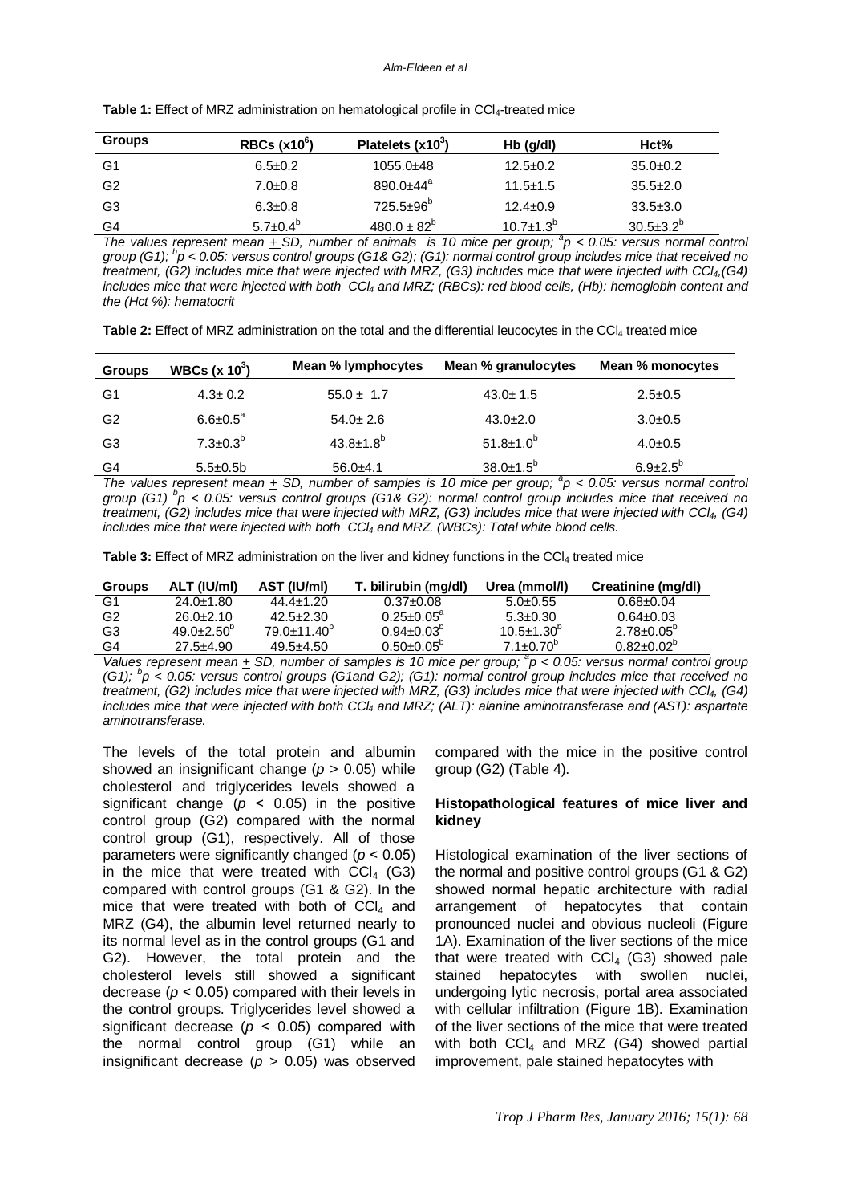**Table 1:** Effect of MRZ administration on hematological profile in $CCl_4$-treated mice

| Groups | RBCs ($x10^6$) | Platelets ($x10^3$) | Hb (g/dl) | Hct% |
|---|---|---|---|---|
| G1 | 6.5±0.2 | 1055.0±48 | 12.5±0.2 | 35.0±0.2 |
| G2 | 7.0±0.8 | 890.0±44$^a$ | 11.5±1.5 | 35.5±2.0 |
| G3 | 6.3±0.8 | 725.5±96$^b$ | 12.4±0.9 | 33.5±3.0 |
| G4 | 5.7±0.4$^b$ | 480.0 ± 82$^b$ | 10.7±1.3$^b$ | 30.5±3.2$^b$ |

*The values represent mean ± SD, number of animals is 10 mice per group; $^ap < 0.05$: versus normal control group (G1); $^bp < 0.05$: versus control groups (G1& G2); (G1): normal control group includes mice that received no treatment, (G2) includes mice that were injected with MRZ, (G3) includes mice that were injected with $CCl_4$,(G4) includes mice that were injected with both $CCl_4$ and MRZ; (RBCs): red blood cells, (Hb): hemoglobin content and the (Hct %): hematocrit*

**Table 2:** Effect of MRZ administration on the total and the differential leucocytes in the $CCl_4$ treated mice

| Groups | WBCs (x $10^3$) | Mean % lymphocytes | Mean % granulocytes | Mean % monocytes |
|---|---|---|---|---|
| G1 | 4.3± 0.2 | 55.0 ± 1.7 | 43.0± 1.5 | 2.5±0.5 |
| G2 | 6.6±0.5$^a$ | 54.0± 2.6 | 43.0±2.0 | 3.0±0.5 |
| G3 | 7.3±0.3$^b$ | 43.8±1.8$^b$ | 51.8±1.0$^b$ | 4.0±0.5 |
| G4 | 5.5±0.5b | 56.0±4.1 | 38.0±1.5$^b$ | 6.9±2.5$^b$ |

*The values represent mean ± SD, number of samples is 10 mice per group; $^ap < 0.05$: versus normal control group (G1) $^bp < 0.05$: versus control groups (G1& G2): normal control group includes mice that received no treatment, (G2) includes mice that were injected with MRZ, (G3) includes mice that were injected with $CCl_4$, (G4) includes mice that were injected with both $CCl_4$ and MRZ. (WBCs): Total white blood cells.*

**Table 3:** Effect of MRZ administration on the liver and kidney functions in the $CCl_4$ treated mice

| Groups | ALT (IU/ml) | AST (IU/ml) | T. bilirubin (mg/dl) | Urea (mmol/l) | Creatinine (mg/dl) |
|---|---|---|---|---|---|
| G1 | 24.0±1.80 | 44.4±1.20 | 0.37±0.08 | 5.0±0.55 | 0.68±0.04 |
| G2 | 26.0±2.10 | 42.5±2.30 | 0.25±0.05$^a$ | 5.3±0.30 | 0.64±0.03 |
| G3 | 49.0±2.50$^b$ | 79.0±11.40$^b$ | 0.94±0.03$^b$ | 10.5±1.30$^b$ | 2.78±0.05$^b$ |
| G4 | 27.5±4.90 | 49.5±4.50 | 0.50±0.05$^b$ | 7.1±0.70$^b$ | 0.82±0.02$^b$ |

*Values represent mean ± SD, number of samples is 10 mice per group; $^ap < 0.05$: versus normal control group (G1); $^bp < 0.05$: versus control groups (G1and G2); (G1): normal control group includes mice that received no treatment, (G2) includes mice that were injected with MRZ, (G3) includes mice that were injected with $CCl_4$, (G4) includes mice that were injected with both $CCl_4$ and MRZ; (ALT): alanine aminotransferase and (AST): aspartate aminotransferase.*

The levels of the total protein and albumin showed an insignificant change ($p > 0.05$) while cholesterol and triglycerides levels showed a significant change ($p < 0.05$) in the positive control group (G2) compared with the normal control group (G1), respectively. All of those parameters were significantly changed ($p < 0.05$) in the mice that were treated with $CCl_4$ (G3) compared with control groups (G1 & G2). In the mice that were treated with both of $CCl_4$ and MRZ (G4), the albumin level returned nearly to its normal level as in the control groups (G1 and G2). However, the total protein and the cholesterol levels still showed a significant decrease ($p < 0.05$) compared with their levels in the control groups. Triglycerides level showed a significant decrease ($p < 0.05$) compared with the normal control group (G1) while an insignificant decrease ($p > 0.05$) was observed compared with the mice in the positive control group (G2) (Table 4).

### Histopathological features of mice liver and kidney

Histological examination of the liver sections of the normal and positive control groups (G1 & G2) showed normal hepatic architecture with radial arrangement of hepatocytes that contain pronounced nuclei and obvious nucleoli (Figure 1A). Examination of the liver sections of the mice that were treated with $CCl_4$ (G3) showed pale stained hepatocytes with swollen nuclei, undergoing lytic necrosis, portal area associated with cellular infiltration (Figure 1B). Examination of the liver sections of the mice that were treated with both $CCl_4$ and MRZ (G4) showed partial improvement, pale stained hepatocytes with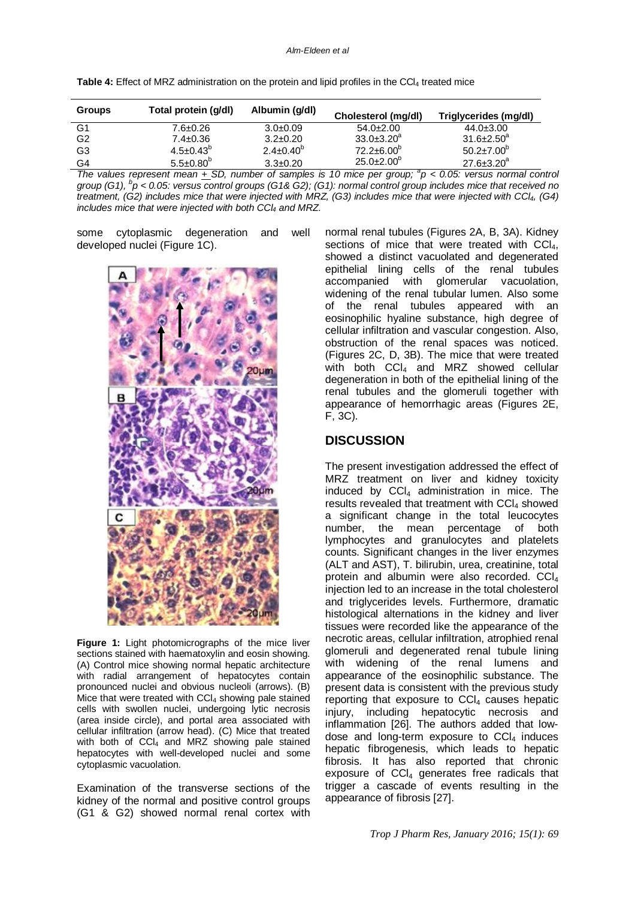**Table 4:** Effect of MRZ administration on the protein and lipid profiles in the $CCl_4$ treated mice

| Groups | Total protein (g/dl) | Albumin (g/dl) | Cholesterol (mg/dl) | Triglycerides (mg/dl) |
|---|---|---|---|---|
| G1 | 7.6±0.26 | 3.0±0.09 | 54.0±2.00 | 44.0±3.00 |
| G2 | 7.4±0.36 | 3.2±0.20 | 33.0±3.20[a] | 31.6±2.50[a] |
| G3 | 4.5±0.43[b] | 2.4±0.40[b] | 72.2±6.00[b] | 50.2±7.00[b] |
| G4 | 5.5±0.80[b] | 3.3±0.20 | 25.0±2.00[b] | 27.6±3.20[a] |

*The values represent mean ± SD, number of samples is 10 mice per group; [a]p < 0.05: versus normal control group (G1), [b]p < 0.05: versus control groups (G1& G2); (G1): normal control group includes mice that received no treatment, (G2) includes mice that were injected with MRZ, (G3) includes mice that were injected with $CCl_4$, (G4) includes mice that were injected with both $CCl_4$ and MRZ.*

some cytoplasmic degeneration and well developed nuclei (Figure 1C).

**Figure 1:** Light photomicrographs of the mice liver sections stained with haematoxylin and eosin showing. (A) Control mice showing normal hepatic architecture with radial arrangement of hepatocytes contain pronounced nuclei and obvious nucleoli (arrows). (B) Mice that were treated with $CCl_4$ showing pale stained cells with swollen nuclei, undergoing lytic necrosis (area inside circle), and portal area associated with cellular infiltration (arrow head). (C) Mice that treated with both of $CCl_4$ and MRZ showing pale stained hepatocytes with well-developed nuclei and some cytoplasmic vacuolation.

Examination of the transverse sections of the kidney of the normal and positive control groups (G1 & G2) showed normal renal cortex with normal renal tubules (Figures 2A, B, 3A). Kidney sections of mice that were treated with $CCl_4$, showed a distinct vacuolated and degenerated epithelial lining cells of the renal tubules accompanied with glomerular vacuolation, widening of the renal tubular lumen. Also some of the renal tubules appeared with an eosinophilic hyaline substance, high degree of cellular infiltration and vascular congestion. Also, obstruction of the renal spaces was noticed. (Figures 2C, D, 3B). The mice that were treated with both $CCl_4$ and MRZ showed cellular degeneration in both of the epithelial lining of the renal tubules and the glomeruli together with appearance of hemorrhagic areas (Figures 2E, F, 3C).

## DISCUSSION

The present investigation addressed the effect of MRZ treatment on liver and kidney toxicity induced by $CCl_4$ administration in mice. The results revealed that treatment with $CCl_4$ showed a significant change in the total leucocytes number, the mean percentage of both lymphocytes and granulocytes and platelets counts. Significant changes in the liver enzymes (ALT and AST), T. bilirubin, urea, creatinine, total protein and albumin were also recorded. $CCl_4$ injection led to an increase in the total cholesterol and triglycerides levels. Furthermore, dramatic histological alternations in the kidney and liver tissues were recorded like the appearance of the necrotic areas, cellular infiltration, atrophied renal glomeruli and degenerated renal tubule lining with widening of the renal lumens and appearance of the eosinophilic substance. The present data is consistent with the previous study reporting that exposure to $CCl_4$ causes hepatic injury, including hepatocytic necrosis and inflammation [26]. The authors added that low-dose and long-term exposure to $CCl_4$ induces hepatic fibrogenesis, which leads to hepatic fibrosis. It has also reported that chronic exposure of $CCl_4$ generates free radicals that trigger a cascade of events resulting in the appearance of fibrosis [27].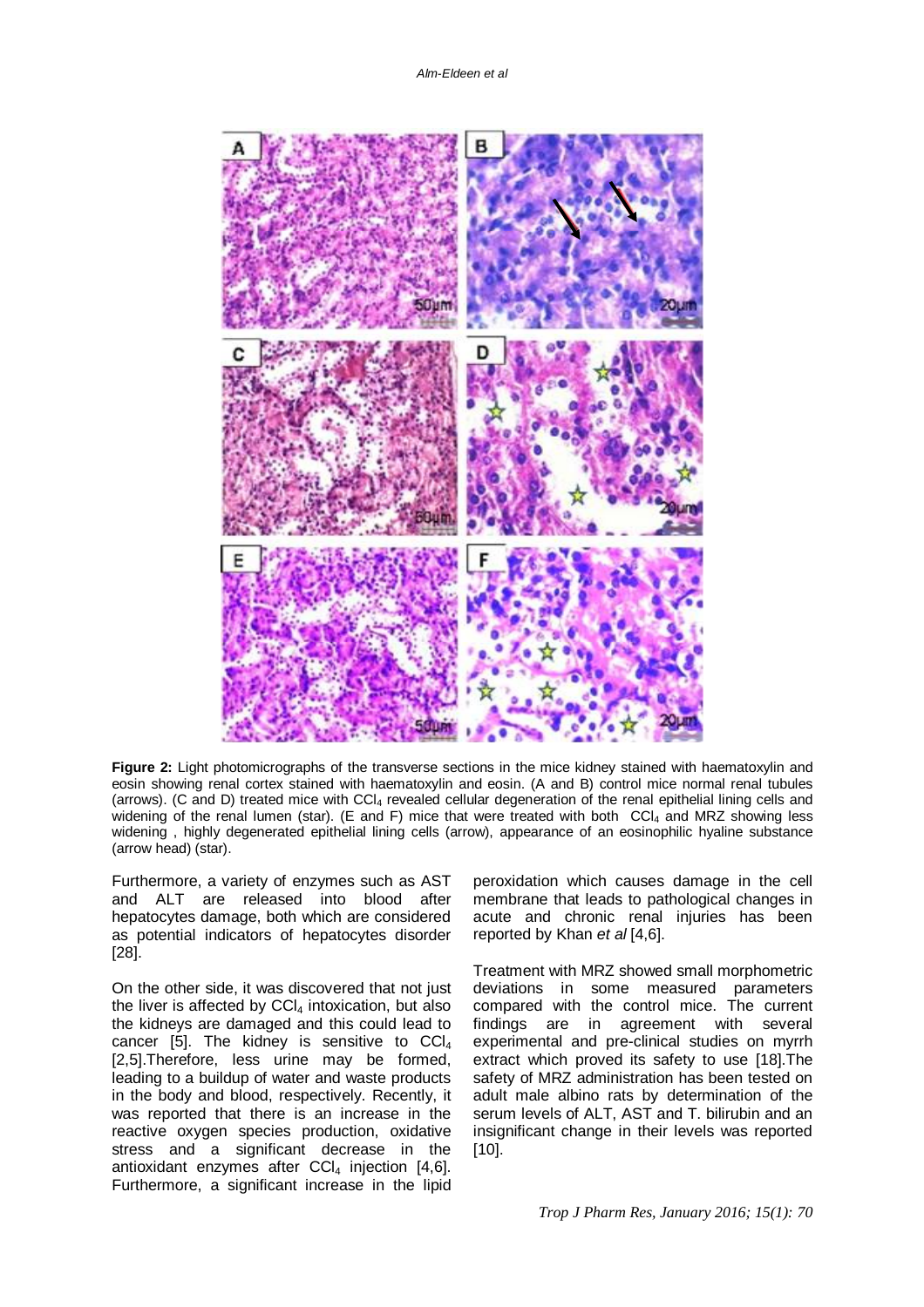**Figure 2:** Light photomicrographs of the transverse sections in the mice kidney stained with haematoxylin and eosin showing renal cortex stained with haematoxylin and eosin. (A and B) control mice normal renal tubules (arrows). (C and D) treated mice with $CCl_4$ revealed cellular degeneration of the renal epithelial lining cells and widening of the renal lumen (star). (E and F) mice that were treated with both $CCl_4$ and MRZ showing less widening , highly degenerated epithelial lining cells (arrow), appearance of an eosinophilic hyaline substance (arrow head) (star).

Furthermore, a variety of enzymes such as AST and ALT are released into blood after hepatocytes damage, both which are considered as potential indicators of hepatocytes disorder [28].

On the other side, it was discovered that not just the liver is affected by $CCl_4$ intoxication, but also the kidneys are damaged and this could lead to cancer [5]. The kidney is sensitive to $CCl_4$ [2,5].Therefore, less urine may be formed, leading to a buildup of water and waste products in the body and blood, respectively. Recently, it was reported that there is an increase in the reactive oxygen species production, oxidative stress and a significant decrease in the antioxidant enzymes after $CCl_4$ injection [4,6]. Furthermore, a significant increase in the lipid peroxidation which causes damage in the cell membrane that leads to pathological changes in acute and chronic renal injuries has been reported by Khan *et al* [4,6].

Treatment with MRZ showed small morphometric deviations in some measured parameters compared with the control mice. The current findings are in agreement with several experimental and pre-clinical studies on myrrh extract which proved its safety to use [18].The safety of MRZ administration has been tested on adult male albino rats by determination of the serum levels of ALT, AST and T. bilirubin and an insignificant change in their levels was reported [10].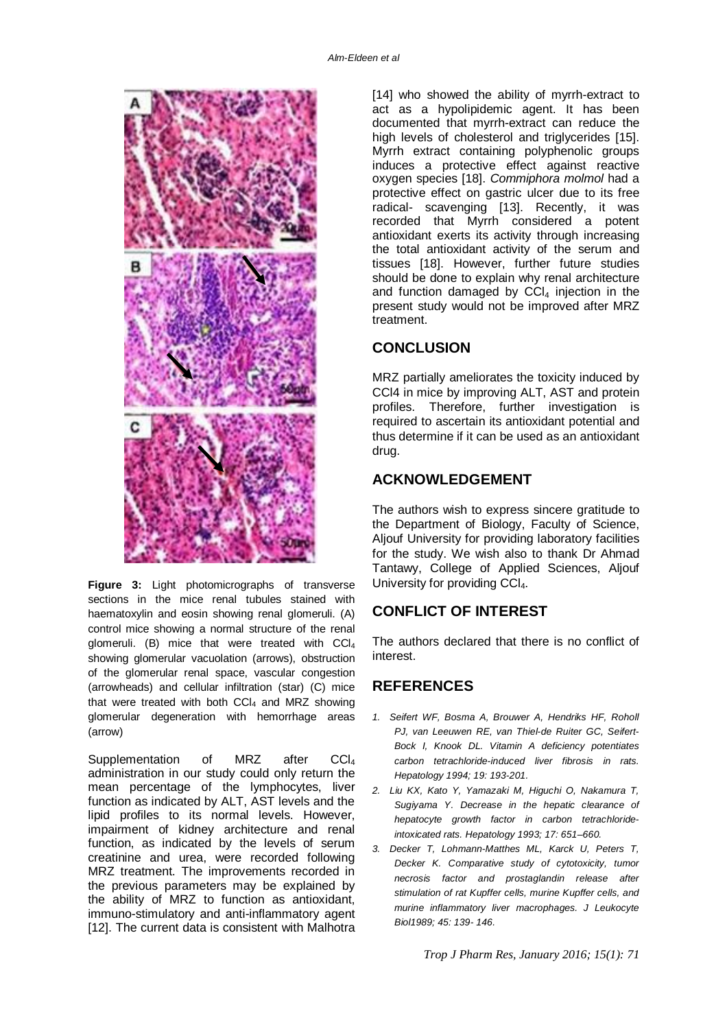**Figure 3:** Light photomicrographs of transverse sections in the mice renal tubules stained with haematoxylin and eosin showing renal glomeruli. (A) control mice showing a normal structure of the renal glomeruli. (B) mice that were treated with $CCl_4$ showing glomerular vacuolation (arrows), obstruction of the glomerular renal space, vascular congestion (arrowheads) and cellular infiltration (star) (C) mice that were treated with both $CCl_4$ and MRZ showing glomerular degeneration with hemorrhage areas (arrow)

Supplementation of MRZ after $CCl_4$ administration in our study could only return the mean percentage of the lymphocytes, liver function as indicated by ALT, AST levels and the lipid profiles to its normal levels. However, impairment of kidney architecture and renal function, as indicated by the levels of serum creatinine and urea, were recorded following MRZ treatment. The improvements recorded in the previous parameters may be explained by the ability of MRZ to function as antioxidant, immuno-stimulatory and anti-inflammatory agent [12]. The current data is consistent with Malhotra [14] who showed the ability of myrrh-extract to act as a hypolipidemic agent. It has been documented that myrrh-extract can reduce the high levels of cholesterol and triglycerides [15]. Myrrh extract containing polyphenolic groups induces a protective effect against reactive oxygen species [18]. *Commiphora molmol* had a protective effect on gastric ulcer due to its free radical- scavenging [13]. Recently, it was recorded that Myrrh considered a potent antioxidant exerts its activity through increasing the total antioxidant activity of the serum and tissues [18]. However, further future studies should be done to explain why renal architecture and function damaged by $CCl_4$ injection in the present study would not be improved after MRZ treatment.

## CONCLUSION

MRZ partially ameliorates the toxicity induced by CCl4 in mice by improving ALT, AST and protein profiles. Therefore, further investigation is required to ascertain its antioxidant potential and thus determine if it can be used as an antioxidant drug.

## ACKNOWLEDGEMENT

The authors wish to express sincere gratitude to the Department of Biology, Faculty of Science, Aljouf University for providing laboratory facilities for the study. We wish also to thank Dr Ahmad Tantawy, College of Applied Sciences, Aljouf University for providing $CCl_4$.

## CONFLICT OF INTEREST

The authors declared that there is no conflict of interest.

## REFERENCES

1. *Seifert WF, Bosma A, Brouwer A, Hendriks HF, Roholl PJ, van Leeuwen RE, van Thiel-de Ruiter GC, Seifert-Bock I, Knook DL. Vitamin A deficiency potentiates carbon tetrachloride-induced liver fibrosis in rats. Hepatology 1994; 19: 193-201.*
2. *Liu KX, Kato Y, Yamazaki M, Higuchi O, Nakamura T, Sugiyama Y. Decrease in the hepatic clearance of hepatocyte growth factor in carbon tetrachloride-intoxicated rats. Hepatology 1993; 17: 651–660.*
3. *Decker T, Lohmann-Matthes ML, Karck U, Peters T, Decker K. Comparative study of cytotoxicity, tumor necrosis factor and prostaglandin release after stimulation of rat Kupffer cells, murine Kupffer cells, and murine inflammatory liver macrophages. J Leukocyte Biol1989; 45: 139- 146.*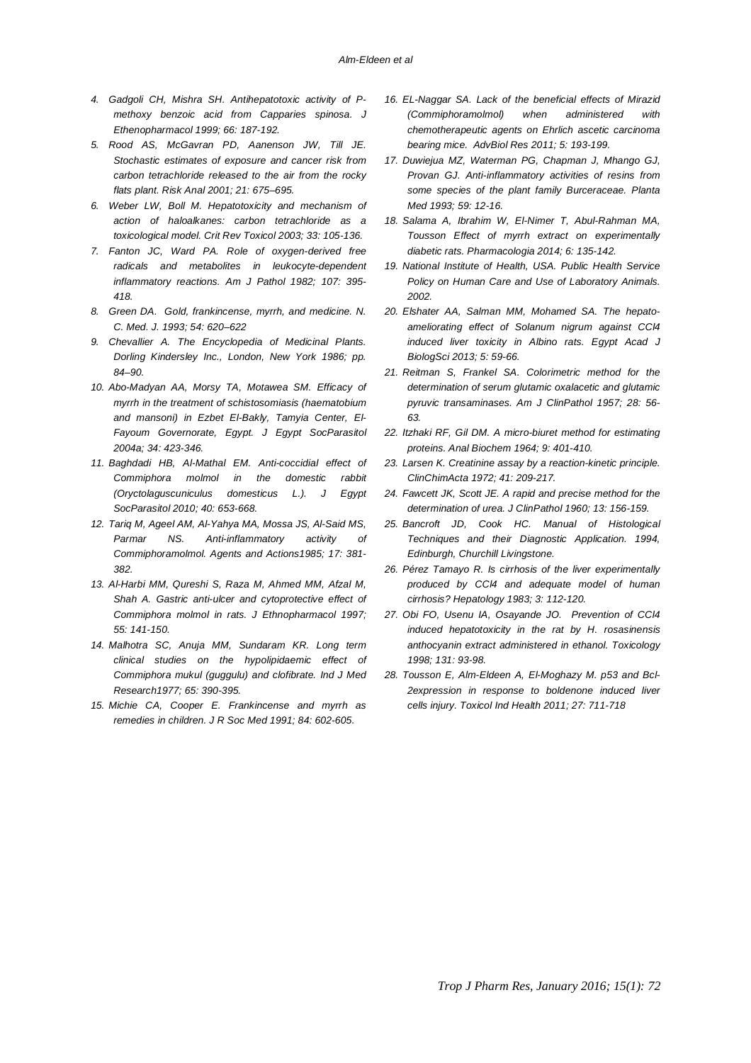4. Gadgoli CH, Mishra SH. Antihepatotoxic activity of P-methoxy benzoic acid from Capparies spinosa. J Ethenopharmacol 1999; 66: 187-192.
5. Rood AS, McGavran PD, Aanenson JW, Till JE. Stochastic estimates of exposure and cancer risk from carbon tetrachloride released to the air from the rocky flats plant. Risk Anal 2001; 21: 675–695.
6. Weber LW, Boll M. Hepatotoxicity and mechanism of action of haloalkanes: carbon tetrachloride as a toxicological model. Crit Rev Toxicol 2003; 33: 105-136.
7. Fanton JC, Ward PA. Role of oxygen-derived free radicals and metabolites in leukocyte-dependent inflammatory reactions. Am J Pathol 1982; 107: 395-418.
8. Green DA. Gold, frankincense, myrrh, and medicine. N. C. Med. J. 1993; 54: 620–622
9. Chevallier A. The Encyclopedia of Medicinal Plants. Dorling Kindersley Inc., London, New York 1986; pp. 84–90.
10. Abo-Madyan AA, Morsy TA, Motawea SM. Efficacy of myrrh in the treatment of schistosomiasis (haematobium and mansoni) in Ezbet El-Bakly, Tamyia Center, El-Fayoum Governorate, Egypt. J Egypt SocParasitol 2004a; 34: 423-346.
11. Baghdadi HB, Al-Mathal EM. Anti-coccidial effect of Commiphora molmol in the domestic rabbit (Oryctolaguscuniculus domesticus L.). J Egypt SocParasitol 2010; 40: 653-668.
12. Tariq M, Ageel AM, Al-Yahya MA, Mossa JS, Al-Said MS, Parmar NS. Anti-inflammatory activity of Commiphoramolmol. Agents and Actions1985; 17: 381-382.
13. Al-Harbi MM, Qureshi S, Raza M, Ahmed MM, Afzal M, Shah A. Gastric anti-ulcer and cytoprotective effect of Commiphora molmol in rats. J Ethnopharmacol 1997; 55: 141-150.
14. Malhotra SC, Anuja MM, Sundaram KR. Long term clinical studies on the hypolipidaemic effect of Commiphora mukul (guggulu) and clofibrate. Ind J Med Research1977; 65: 390-395.
15. Michie CA, Cooper E. Frankincense and myrrh as remedies in children. J R Soc Med 1991; 84: 602-605.
16. EL-Naggar SA. Lack of the beneficial effects of Mirazid (Commiphoramolmol) when administered with chemotherapeutic agents on Ehrlich ascetic carcinoma bearing mice. AdvBiol Res 2011; 5: 193-199.
17. Duwiejua MZ, Waterman PG, Chapman J, Mhango GJ, Provan GJ. Anti-inflammatory activities of resins from some species of the plant family Burceraceae. Planta Med 1993; 59: 12-16.
18. Salama A, Ibrahim W, El-Nimer T, Abul-Rahman MA, Tousson Effect of myrrh extract on experimentally diabetic rats. Pharmacologia 2014; 6: 135-142.
19. National Institute of Health, USA. Public Health Service Policy on Human Care and Use of Laboratory Animals. 2002.
20. Elshater AA, Salman MM, Mohamed SA. The hepato-ameliorating effect of Solanum nigrum against CCl4 induced liver toxicity in Albino rats. Egypt Acad J BiologSci 2013; 5: 59-66.
21. Reitman S, Frankel SA. Colorimetric method for the determination of serum glutamic oxalacetic and glutamic pyruvic transaminases. Am J ClinPathol 1957; 28: 56-63.
22. Itzhaki RF, Gil DM. A micro-biuret method for estimating proteins. Anal Biochem 1964; 9: 401-410.
23. Larsen K. Creatinine assay by a reaction-kinetic principle. ClinChimActa 1972; 41: 209-217.
24. Fawcett JK, Scott JE. A rapid and precise method for the determination of urea. J ClinPathol 1960; 13: 156-159.
25. Bancroft JD, Cook HC. Manual of Histological Techniques and their Diagnostic Application. 1994, Edinburgh, Churchill Livingstone.
26. Pérez Tamayo R. Is cirrhosis of the liver experimentally produced by CCl4 and adequate model of human cirrhosis? Hepatology 1983; 3: 112-120.
27. Obi FO, Usenu IA, Osayande JO. Prevention of CCl4 induced hepatotoxicity in the rat by H. rosasinensis anthocyanin extract administered in ethanol. Toxicology 1998; 131: 93-98.
28. Tousson E, Alm-Eldeen A, El-Moghazy M. p53 and Bcl-2expression in response to boldenone induced liver cells injury. Toxicol Ind Health 2011; 27: 711-718